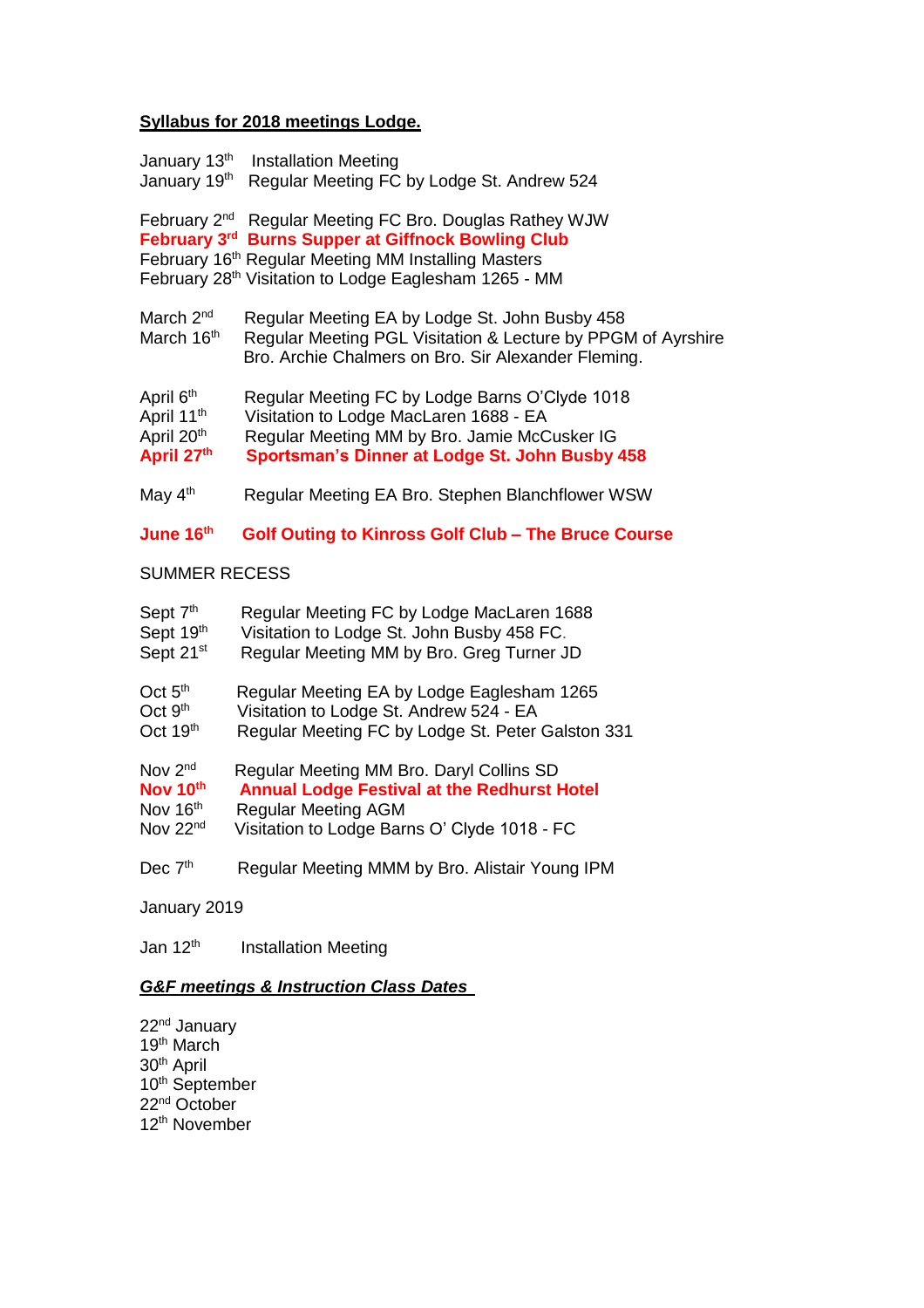**Syllabus for 2018 meetings Lodge.**

January 13th Installation Meeting
January 19th Regular Meeting FC by Lodge St. Andrew 524

February 2nd Regular Meeting FC Bro. Douglas Rathey WJW
**February 3rd Burns Supper at Giffnock Bowling Club**
February 16th Regular Meeting MM Installing Masters
February 28th Visitation to Lodge Eaglesham 1265 - MM

March 2nd Regular Meeting EA by Lodge St. John Busby 458
March 16th Regular Meeting PGL Visitation & Lecture by PPGM of Ayrshire Bro. Archie Chalmers on Bro. Sir Alexander Fleming.

April 6th Regular Meeting FC by Lodge Barns O'Clyde 1018
April 11th Visitation to Lodge MacLaren 1688 - EA
April 20th Regular Meeting MM by Bro. Jamie McCusker IG
**April 27th Sportsman's Dinner at Lodge St. John Busby 458**

May 4th Regular Meeting EA Bro. Stephen Blanchflower WSW

**June 16th Golf Outing to Kinross Golf Club – The Bruce Course**

SUMMER RECESS

Sept 7th Regular Meeting FC by Lodge MacLaren 1688
Sept 19th Visitation to Lodge St. John Busby 458 FC.
Sept 21st Regular Meeting MM by Bro. Greg Turner JD

Oct 5th Regular Meeting EA by Lodge Eaglesham 1265
Oct 9th Visitation to Lodge St. Andrew 524 - EA
Oct 19th Regular Meeting FC by Lodge St. Peter Galston 331

Nov 2nd Regular Meeting MM Bro. Daryl Collins SD
**Nov 10th Annual Lodge Festival at the Redhurst Hotel**
Nov 16th Regular Meeting AGM
Nov 22nd Visitation to Lodge Barns O' Clyde 1018 - FC

Dec 7th Regular Meeting MMM by Bro. Alistair Young IPM

January 2019

Jan 12th Installation Meeting

***G&F meetings & Instruction Class Dates***

22nd January
19th March
30th April
10th September
22nd October
12th November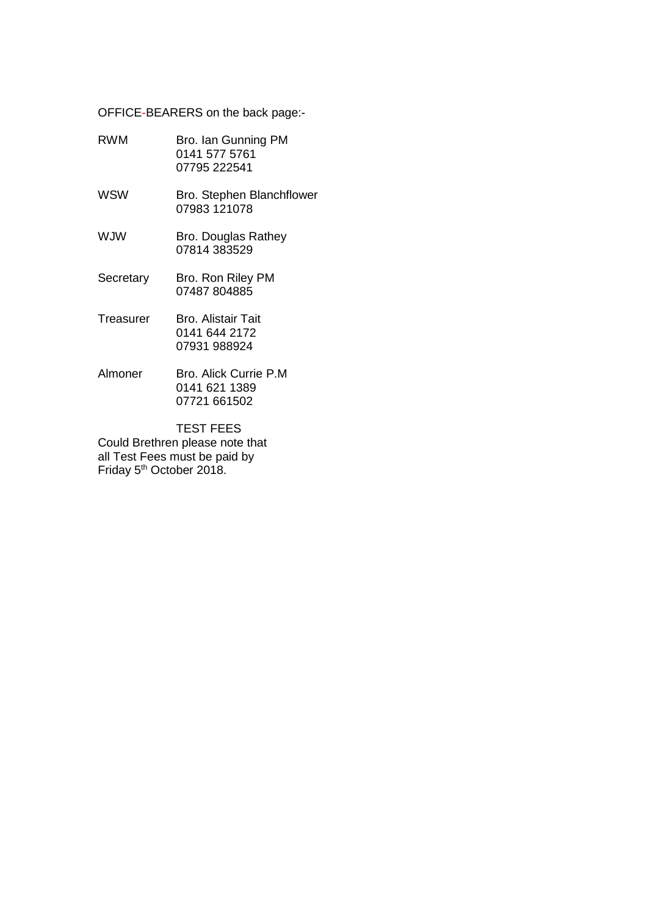OFFICE-BEARERS on the back page:-

| | |
|---|---|
| RWM | Bro. Ian Gunning PM<br>0141 577 5761<br>07795 222541 |
| WSW | Bro. Stephen Blanchflower<br>07983 121078 |
| WJW | Bro. Douglas Rathey<br>07814 383529 |
| Secretary | Bro. Ron Riley PM<br>07487 804885 |
| Treasurer | Bro. Alistair Tait<br>0141 644 2172<br>07931 988924 |
| Almoner | Bro. Alick Currie P.M<br>0141 621 1389<br>07721 661502 |

TEST FEES

Could Brethren please note that all Test Fees must be paid by Friday 5th October 2018.